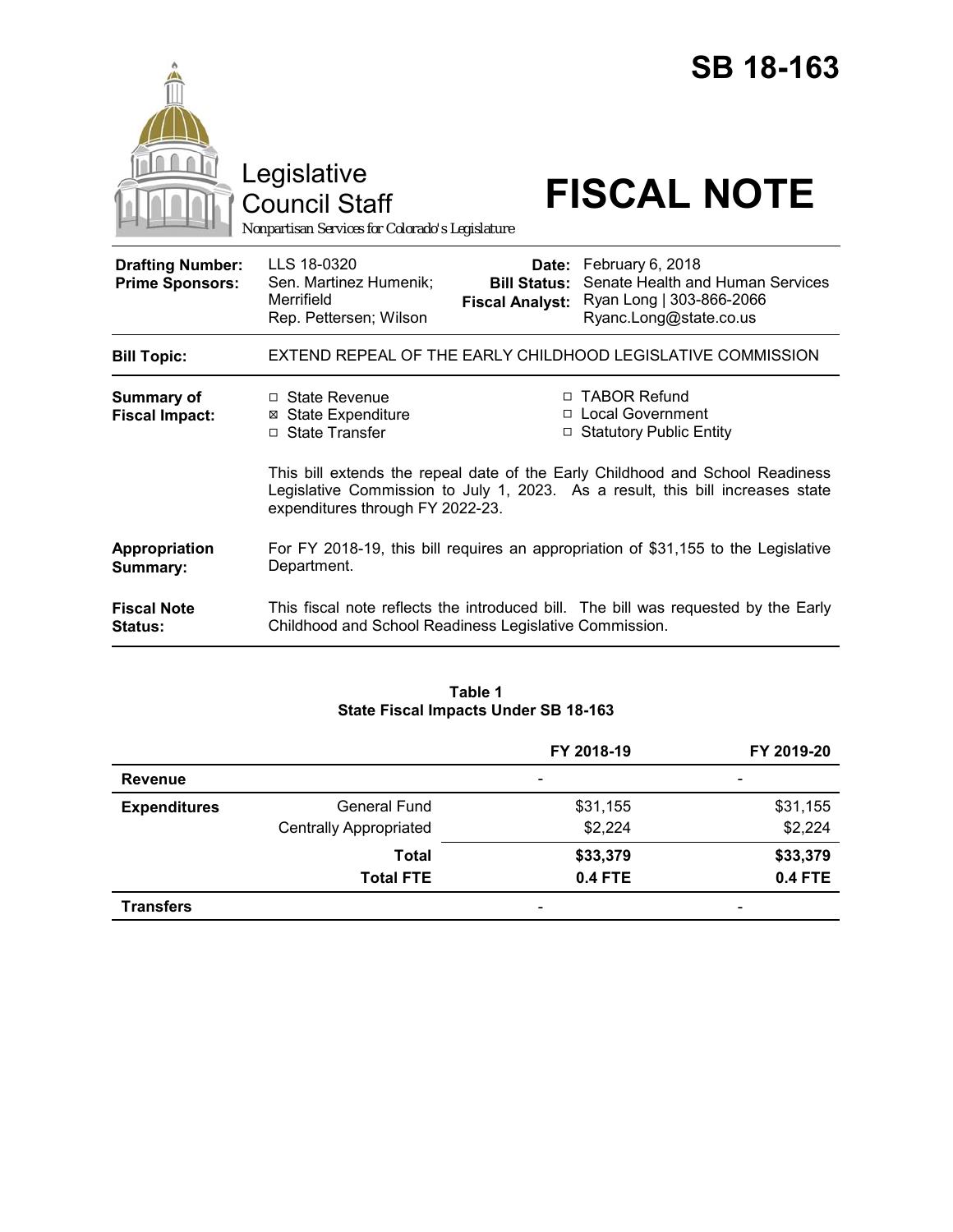# SB 18-163

Legislative Council Staff

Nonpartisan Services for Colorado's Legislature

# FISCAL NOTE

| | | | |
|---|---|---|---|
| **Drafting Number:** | LLS 18-0320 | **Date:** | February 6, 2018 |
| **Prime Sponsors:** | Sen. Martinez Humenik; Merrifield<br>Rep. Pettersen; Wilson | **Bill Status:** | Senate Health and Human Services |
| | | **Fiscal Analyst:** | Ryan Long \| 303-866-2066<br>Ryanc.Long@state.co.us |

**Bill Topic:** EXTEND REPEAL OF THE EARLY CHILDHOOD LEGISLATIVE COMMISSION

**Summary of Fiscal Impact:**

- ☐ State Revenue
- ☒ State Expenditure
- ☐ State Transfer
- ☐ TABOR Refund
- ☐ Local Government
- ☐ Statutory Public Entity

This bill extends the repeal date of the Early Childhood and School Readiness Legislative Commission to July 1, 2023. As a result, this bill increases state expenditures through FY 2022-23.

**Appropriation Summary:** For FY 2018-19, this bill requires an appropriation of $31,155 to the Legislative Department.

**Fiscal Note Status:** This fiscal note reflects the introduced bill. The bill was requested by the Early Childhood and School Readiness Legislative Commission.

**Table 1**
**State Fiscal Impacts Under SB 18-163**

| | | FY 2018-19 | FY 2019-20 |
|---|---|---|---|
| **Revenue** | | - | - |
| **Expenditures** | General Fund | $31,155 | $31,155 |
| | Centrally Appropriated | $2,224 | $2,224 |
| | **Total** | **$33,379** | **$33,379** |
| | **Total FTE** | **0.4 FTE** | **0.4 FTE** |
| **Transfers** | | - | - |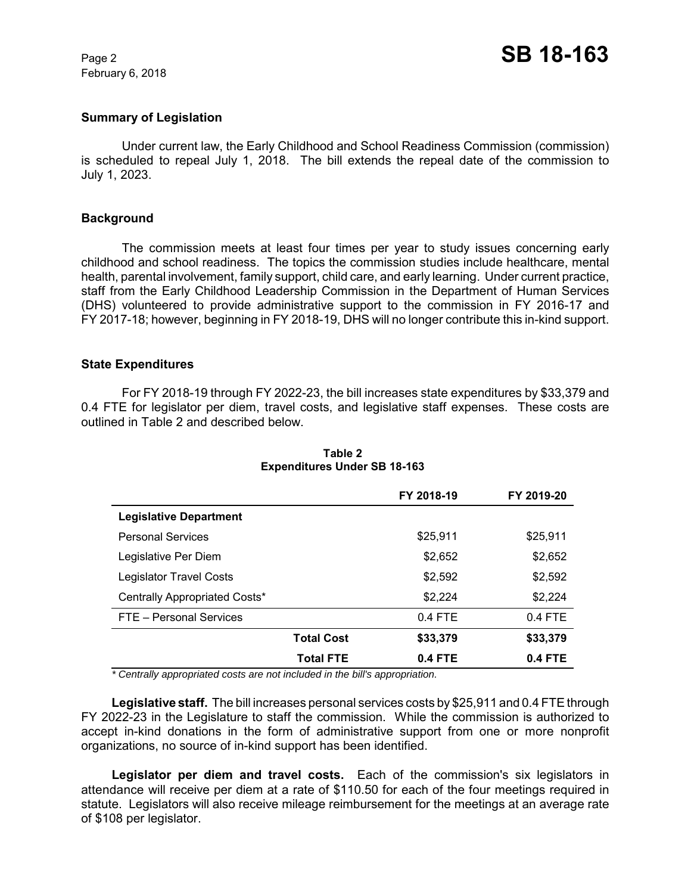## Summary of Legislation

Under current law, the Early Childhood and School Readiness Commission (commission) is scheduled to repeal July 1, 2018. The bill extends the repeal date of the commission to July 1, 2023.

## Background

The commission meets at least four times per year to study issues concerning early childhood and school readiness. The topics the commission studies include healthcare, mental health, parental involvement, family support, child care, and early learning. Under current practice, staff from the Early Childhood Leadership Commission in the Department of Human Services (DHS) volunteered to provide administrative support to the commission in FY 2016-17 and FY 2017-18; however, beginning in FY 2018-19, DHS will no longer contribute this in-kind support.

## State Expenditures

For FY 2018-19 through FY 2022-23, the bill increases state expenditures by $33,379 and 0.4 FTE for legislator per diem, travel costs, and legislative staff expenses. These costs are outlined in Table 2 and described below.

**Table 2**
**Expenditures Under SB 18-163**

| | FY 2018-19 | FY 2019-20 |
|---|---|---|
| **Legislative Department** | | |
| Personal Services | $25,911 | $25,911 |
| Legislative Per Diem | $2,652 | $2,652 |
| Legislator Travel Costs | $2,592 | $2,592 |
| Centrally Appropriated Costs* | $2,224 | $2,224 |
| FTE – Personal Services | 0.4 FTE | 0.4 FTE |
| **Total Cost** | **$33,379** | **$33,379** |
| **Total FTE** | **0.4 FTE** | **0.4 FTE** |

*\* Centrally appropriated costs are not included in the bill's appropriation.*

**Legislative staff.** The bill increases personal services costs by $25,911 and 0.4 FTE through FY 2022-23 in the Legislature to staff the commission. While the commission is authorized to accept in-kind donations in the form of administrative support from one or more nonprofit organizations, no source of in-kind support has been identified.

**Legislator per diem and travel costs.** Each of the commission's six legislators in attendance will receive per diem at a rate of $110.50 for each of the four meetings required in statute. Legislators will also receive mileage reimbursement for the meetings at an average rate of $108 per legislator.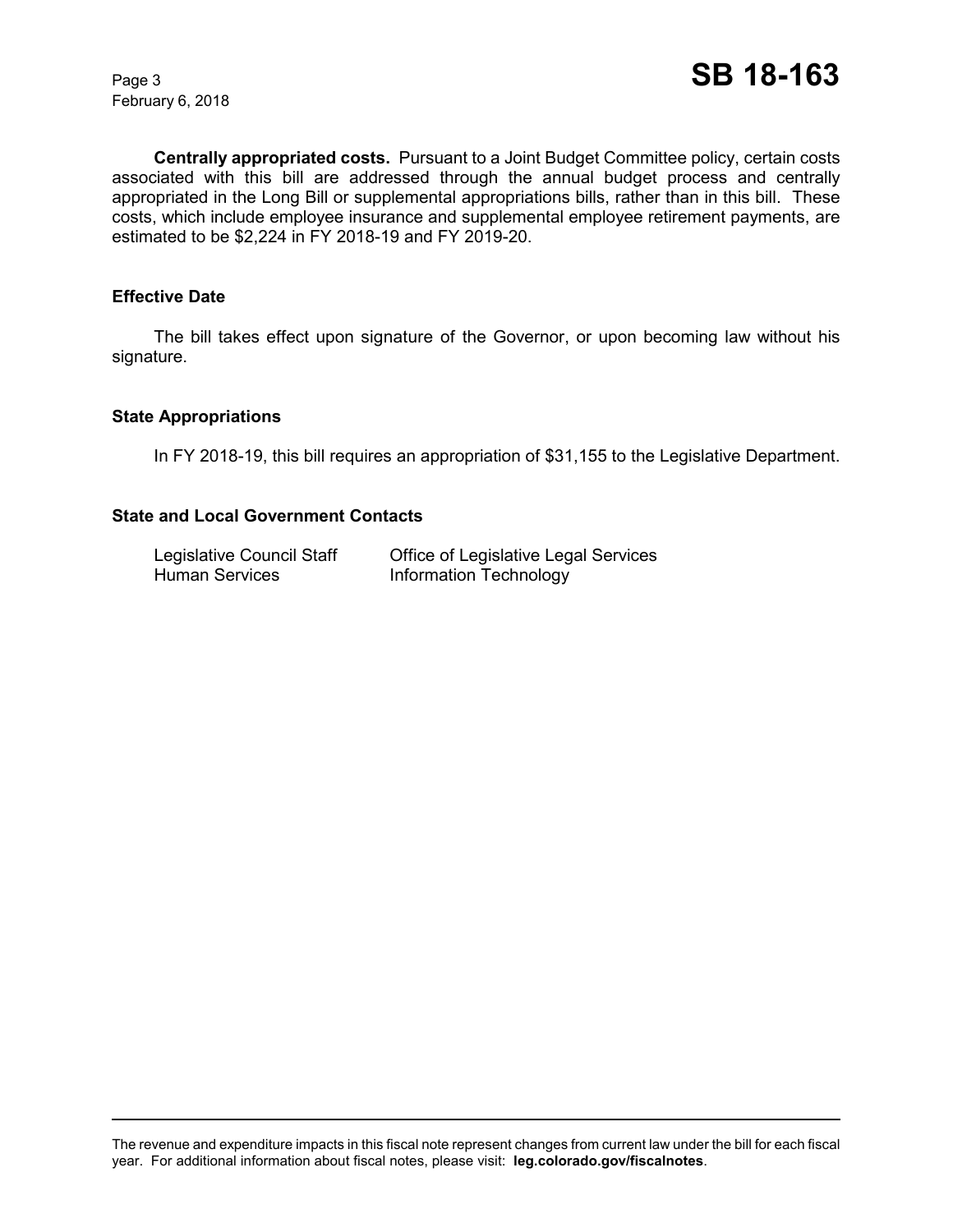**Centrally appropriated costs.** Pursuant to a Joint Budget Committee policy, certain costs associated with this bill are addressed through the annual budget process and centrally appropriated in the Long Bill or supplemental appropriations bills, rather than in this bill. These costs, which include employee insurance and supplemental employee retirement payments, are estimated to be $2,224 in FY 2018-19 and FY 2019-20.

### Effective Date

The bill takes effect upon signature of the Governor, or upon becoming law without his signature.

### State Appropriations

In FY 2018-19, this bill requires an appropriation of $31,155 to the Legislative Department.

### State and Local Government Contacts

| | |
|---|---|
| Legislative Council Staff | Office of Legislative Legal Services |
| Human Services | Information Technology |

The revenue and expenditure impacts in this fiscal note represent changes from current law under the bill for each fiscal year. For additional information about fiscal notes, please visit: **leg.colorado.gov/fiscalnotes**.